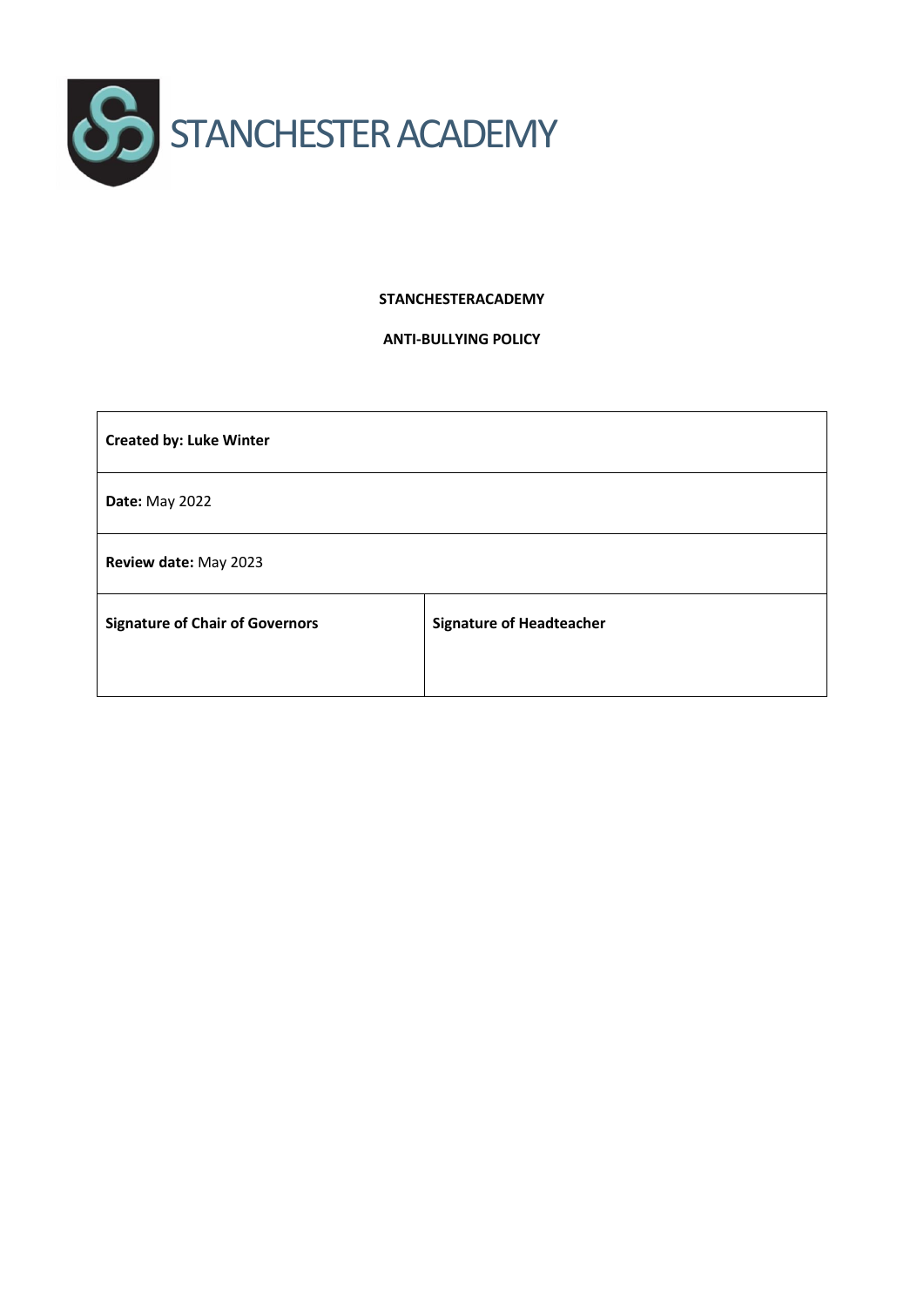STANCHESTER ACADEMY

**STANCHESTERACADEMY**

**ANTI-BULLYING POLICY**

| **Created by: Luke Winter** | |
|---|---|
| **Date:** May 2022 | |
| **Review date:** May 2023 | |
| **Signature of Chair of Governors** | **Signature of Headteacher** |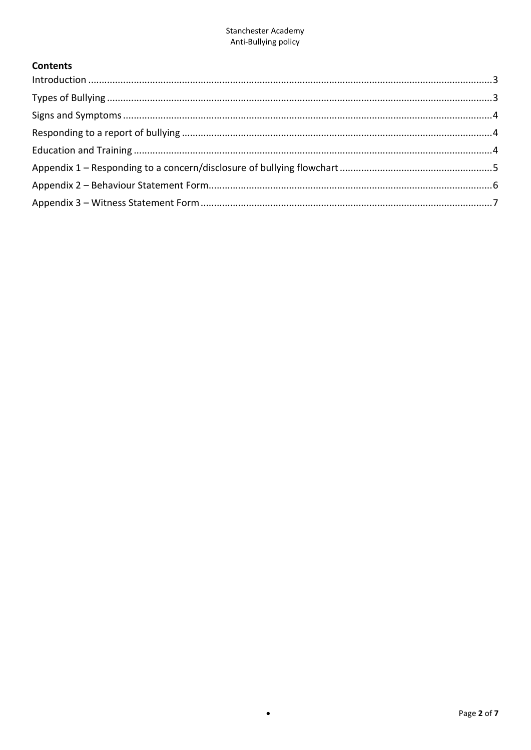**Contents**

Introduction .......................................................................................................................................3
Types of Bullying ................................................................................................................................3
Signs and Symptoms ..........................................................................................................................4
Responding to a report of bullying .....................................................................................................4
Education and Training ......................................................................................................................4
Appendix 1 – Responding to a concern/disclosure of bullying flowchart ..........................................5
Appendix 2 – Behaviour Statement Form...........................................................................................6
Appendix 3 – Witness Statement Form .............................................................................................7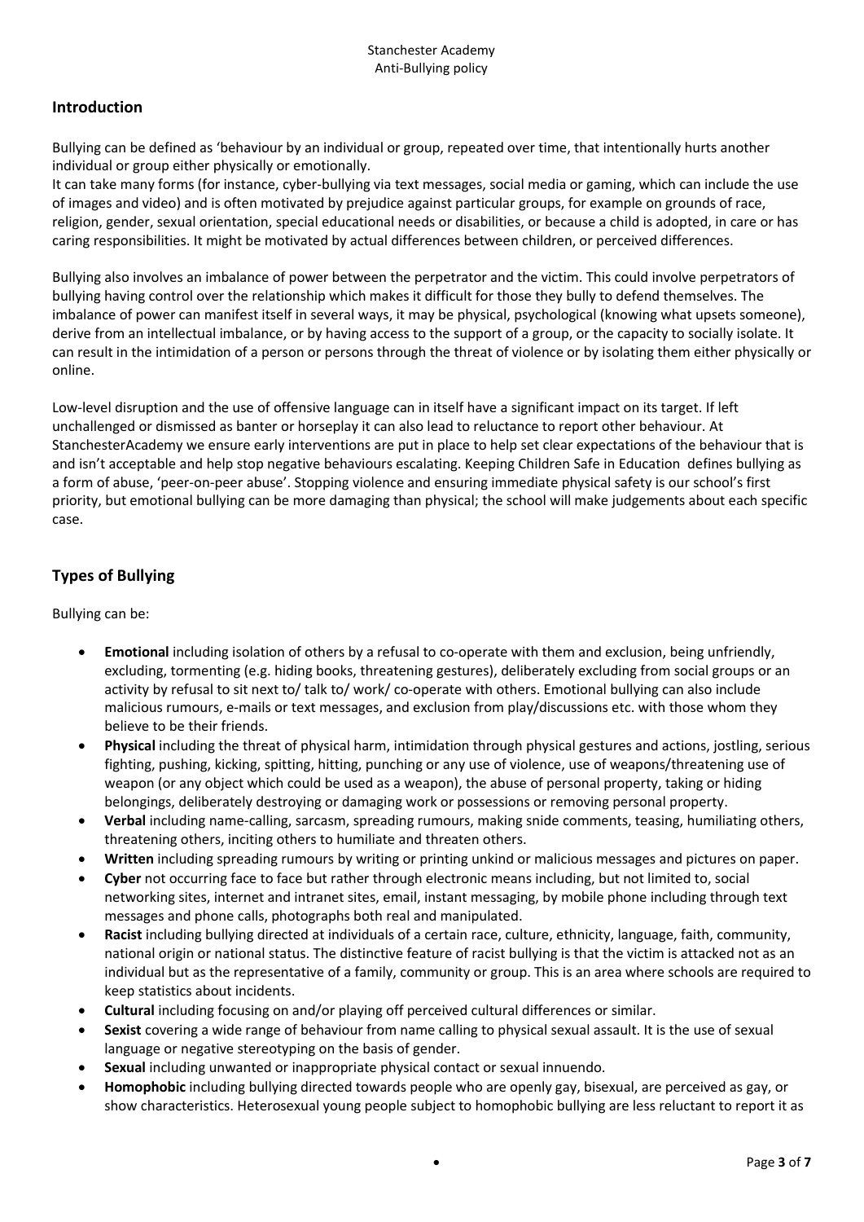## Introduction

Bullying can be defined as 'behaviour by an individual or group, repeated over time, that intentionally hurts another individual or group either physically or emotionally.
It can take many forms (for instance, cyber-bullying via text messages, social media or gaming, which can include the use of images and video) and is often motivated by prejudice against particular groups, for example on grounds of race, religion, gender, sexual orientation, special educational needs or disabilities, or because a child is adopted, in care or has caring responsibilities. It might be motivated by actual differences between children, or perceived differences.

Bullying also involves an imbalance of power between the perpetrator and the victim. This could involve perpetrators of bullying having control over the relationship which makes it difficult for those they bully to defend themselves. The imbalance of power can manifest itself in several ways, it may be physical, psychological (knowing what upsets someone), derive from an intellectual imbalance, or by having access to the support of a group, or the capacity to socially isolate. It can result in the intimidation of a person or persons through the threat of violence or by isolating them either physically or online.

Low-level disruption and the use of offensive language can in itself have a significant impact on its target. If left unchallenged or dismissed as banter or horseplay it can also lead to reluctance to report other behaviour. At StanchesterAcademy we ensure early interventions are put in place to help set clear expectations of the behaviour that is and isn't acceptable and help stop negative behaviours escalating. Keeping Children Safe in Education defines bullying as a form of abuse, 'peer-on-peer abuse'. Stopping violence and ensuring immediate physical safety is our school's first priority, but emotional bullying can be more damaging than physical; the school will make judgements about each specific case.

## Types of Bullying

Bullying can be:

- **Emotional** including isolation of others by a refusal to co-operate with them and exclusion, being unfriendly, excluding, tormenting (e.g. hiding books, threatening gestures), deliberately excluding from social groups or an activity by refusal to sit next to/ talk to/ work/ co-operate with others. Emotional bullying can also include malicious rumours, e-mails or text messages, and exclusion from play/discussions etc. with those whom they believe to be their friends.
- **Physical** including the threat of physical harm, intimidation through physical gestures and actions, jostling, serious fighting, pushing, kicking, spitting, hitting, punching or any use of violence, use of weapons/threatening use of weapon (or any object which could be used as a weapon), the abuse of personal property, taking or hiding belongings, deliberately destroying or damaging work or possessions or removing personal property.
- **Verbal** including name-calling, sarcasm, spreading rumours, making snide comments, teasing, humiliating others, threatening others, inciting others to humiliate and threaten others.
- **Written** including spreading rumours by writing or printing unkind or malicious messages and pictures on paper.
- **Cyber** not occurring face to face but rather through electronic means including, but not limited to, social networking sites, internet and intranet sites, email, instant messaging, by mobile phone including through text messages and phone calls, photographs both real and manipulated.
- **Racist** including bullying directed at individuals of a certain race, culture, ethnicity, language, faith, community, national origin or national status. The distinctive feature of racist bullying is that the victim is attacked not as an individual but as the representative of a family, community or group. This is an area where schools are required to keep statistics about incidents.
- **Cultural** including focusing on and/or playing off perceived cultural differences or similar.
- **Sexist** covering a wide range of behaviour from name calling to physical sexual assault. It is the use of sexual language or negative stereotyping on the basis of gender.
- **Sexual** including unwanted or inappropriate physical contact or sexual innuendo.
- **Homophobic** including bullying directed towards people who are openly gay, bisexual, are perceived as gay, or show characteristics. Heterosexual young people subject to homophobic bullying are less reluctant to report it as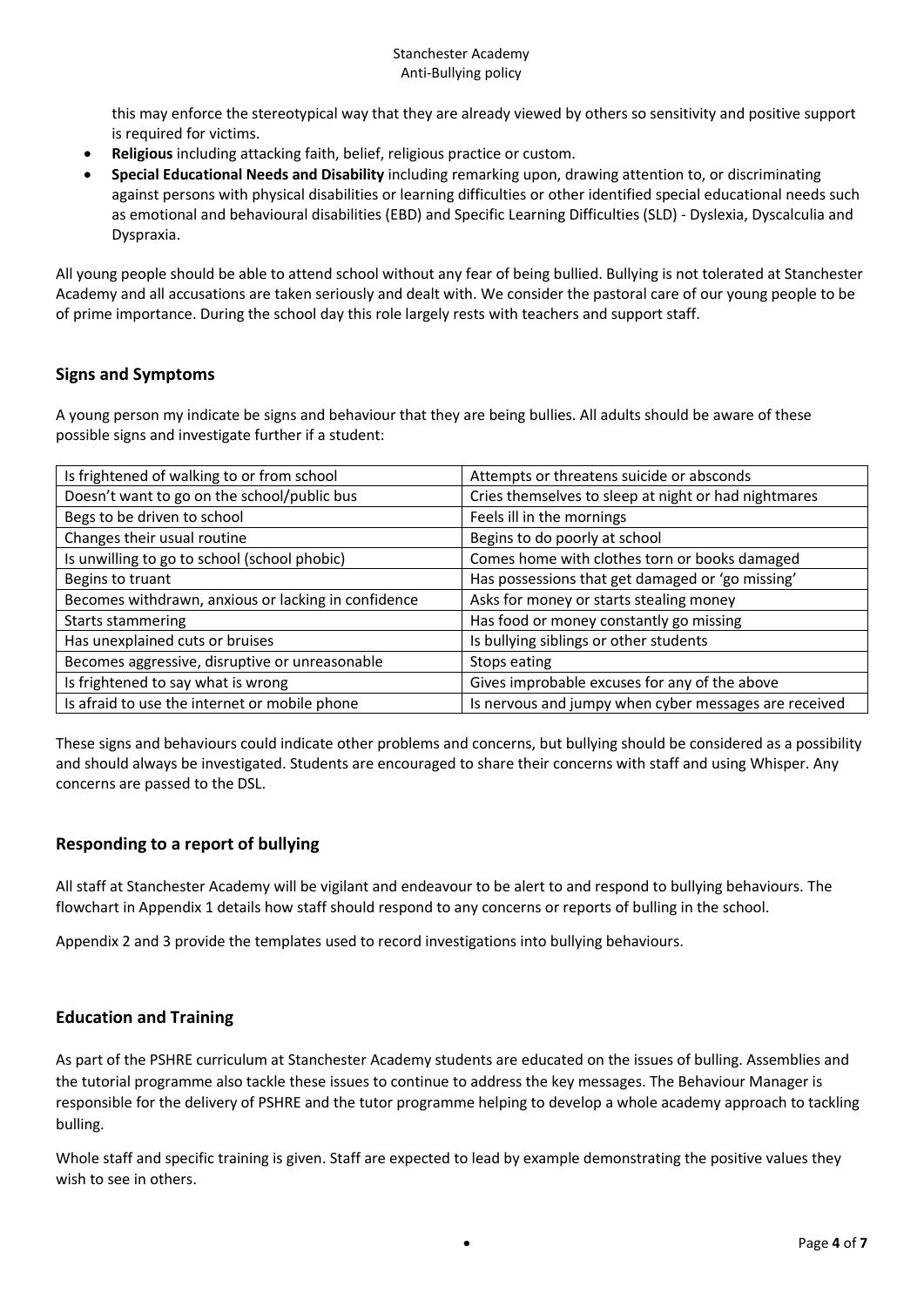this may enforce the stereotypical way that they are already viewed by others so sensitivity and positive support is required for victims.

- **Religious** including attacking faith, belief, religious practice or custom.
- **Special Educational Needs and Disability** including remarking upon, drawing attention to, or discriminating against persons with physical disabilities or learning difficulties or other identified special educational needs such as emotional and behavioural disabilities (EBD) and Specific Learning Difficulties (SLD) - Dyslexia, Dyscalculia and Dyspraxia.

All young people should be able to attend school without any fear of being bullied. Bullying is not tolerated at Stanchester Academy and all accusations are taken seriously and dealt with. We consider the pastoral care of our young people to be of prime importance. During the school day this role largely rests with teachers and support staff.

## Signs and Symptoms

A young person my indicate be signs and behaviour that they are being bullies. All adults should be aware of these possible signs and investigate further if a student:

| | |
|---|---|
| Is frightened of walking to or from school | Attempts or threatens suicide or absconds |
| Doesn't want to go on the school/public bus | Cries themselves to sleep at night or had nightmares |
| Begs to be driven to school | Feels ill in the mornings |
| Changes their usual routine | Begins to do poorly at school |
| Is unwilling to go to school (school phobic) | Comes home with clothes torn or books damaged |
| Begins to truant | Has possessions that get damaged or 'go missing' |
| Becomes withdrawn, anxious or lacking in confidence | Asks for money or starts stealing money |
| Starts stammering | Has food or money constantly go missing |
| Has unexplained cuts or bruises | Is bullying siblings or other students |
| Becomes aggressive, disruptive or unreasonable | Stops eating |
| Is frightened to say what is wrong | Gives improbable excuses for any of the above |
| Is afraid to use the internet or mobile phone | Is nervous and jumpy when cyber messages are received |

These signs and behaviours could indicate other problems and concerns, but bullying should be considered as a possibility and should always be investigated. Students are encouraged to share their concerns with staff and using Whisper. Any concerns are passed to the DSL.

## Responding to a report of bullying

All staff at Stanchester Academy will be vigilant and endeavour to be alert to and respond to bullying behaviours. The flowchart in Appendix 1 details how staff should respond to any concerns or reports of bulling in the school.

Appendix 2 and 3 provide the templates used to record investigations into bullying behaviours.

## Education and Training

As part of the PSHRE curriculum at Stanchester Academy students are educated on the issues of bulling. Assemblies and the tutorial programme also tackle these issues to continue to address the key messages. The Behaviour Manager is responsible for the delivery of PSHRE and the tutor programme helping to develop a whole academy approach to tackling bulling.

Whole staff and specific training is given. Staff are expected to lead by example demonstrating the positive values they wish to see in others.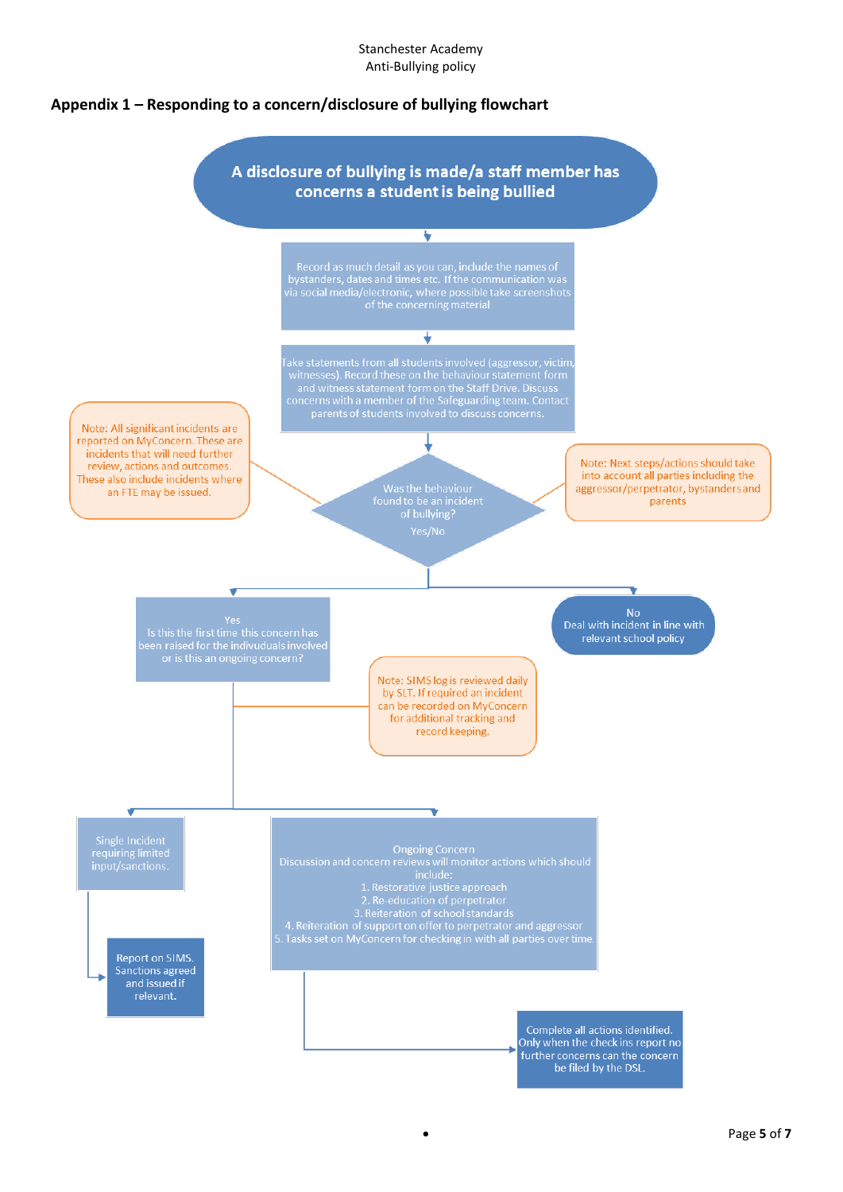## Appendix 1 – Responding to a concern/disclosure of bullying flowchart

**A disclosure of bullying is made/a staff member has concerns a student is being bullied**

↓

Record as much detail as you can, include the names of bystanders, dates and times etc. If the communication was via social media/electronic, where possible take screenshots of the concerning material

↓

Take statements from all students involved (aggressor, victim, witnesses). Record these on the behaviour statement form and witness statement form on the Staff Drive. Discuss concerns with a member of the Safeguarding team. Contact parents of students involved to discuss concerns.

↓

Was the behaviour found to be an incident of bullying? Yes/No

> Note: All significant incidents are reported on MyConcern. These are incidents that will need further review, actions and outcomes. These also include incidents where an FTE may be issued.

> Note: Next steps/actions should take into account all parties including the aggressor/perpetrator, bystanders and parents

**No**
Deal with incident in line with relevant school policy

**Yes**
Is this the first time this concern has been raised for the indivduals involved or is this an ongoing concern?

> Note: SIMS log is reviewed daily by SLT. If required an incident can be recorded on MyConcern for additional tracking and record keeping.

**Single Incident** requiring limited input/sanctions.

→ Report on SIMS. Sanctions agreed and issued if relevant.

**Ongoing Concern**
Discussion and concern reviews will monitor actions which should include:

1. Restorative justice approach
2. Re-education of perpetrator
3. Reiteration of school standards
4. Reiteration of support on offer to perpetrator and aggressor
5. Tasks set on MyConcern for checking in with all parties over time.

→ Complete all actions identified. Only when the check ins report no further concerns can the concern be filed by the DSL.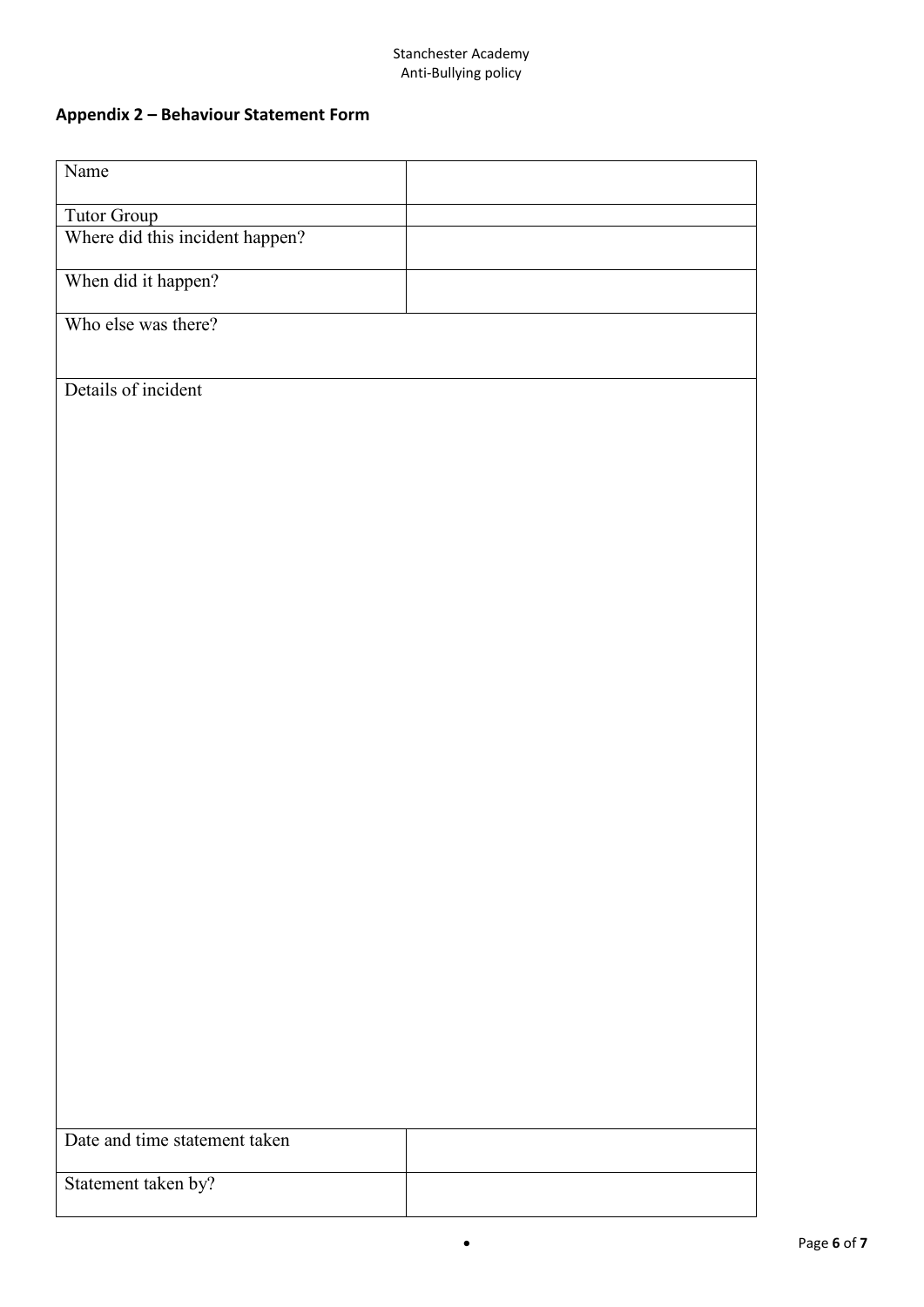## Appendix 2 – Behaviour Statement Form

| Name | |
|---|---|
| Tutor Group | |
| Where did this incident happen? | |
| When did it happen? | |
| Who else was there? | |
| Details of incident | |
| Date and time statement taken | |
| Statement taken by? | |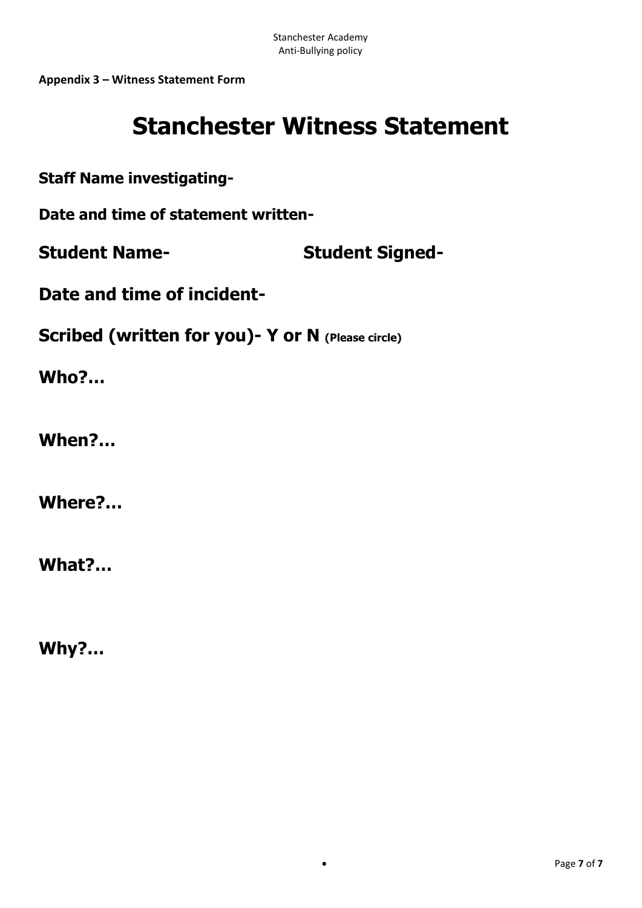**Appendix 3 – Witness Statement Form**

# Stanchester Witness Statement

**Staff Name investigating-**

**Date and time of statement written-**

**Student Name-** **Student Signed-**

**Date and time of incident-**

**Scribed (written for you)- Y or N (Please circle)**

**Who?…**

**When?…**

**Where?…**

**What?…**

**Why?…**